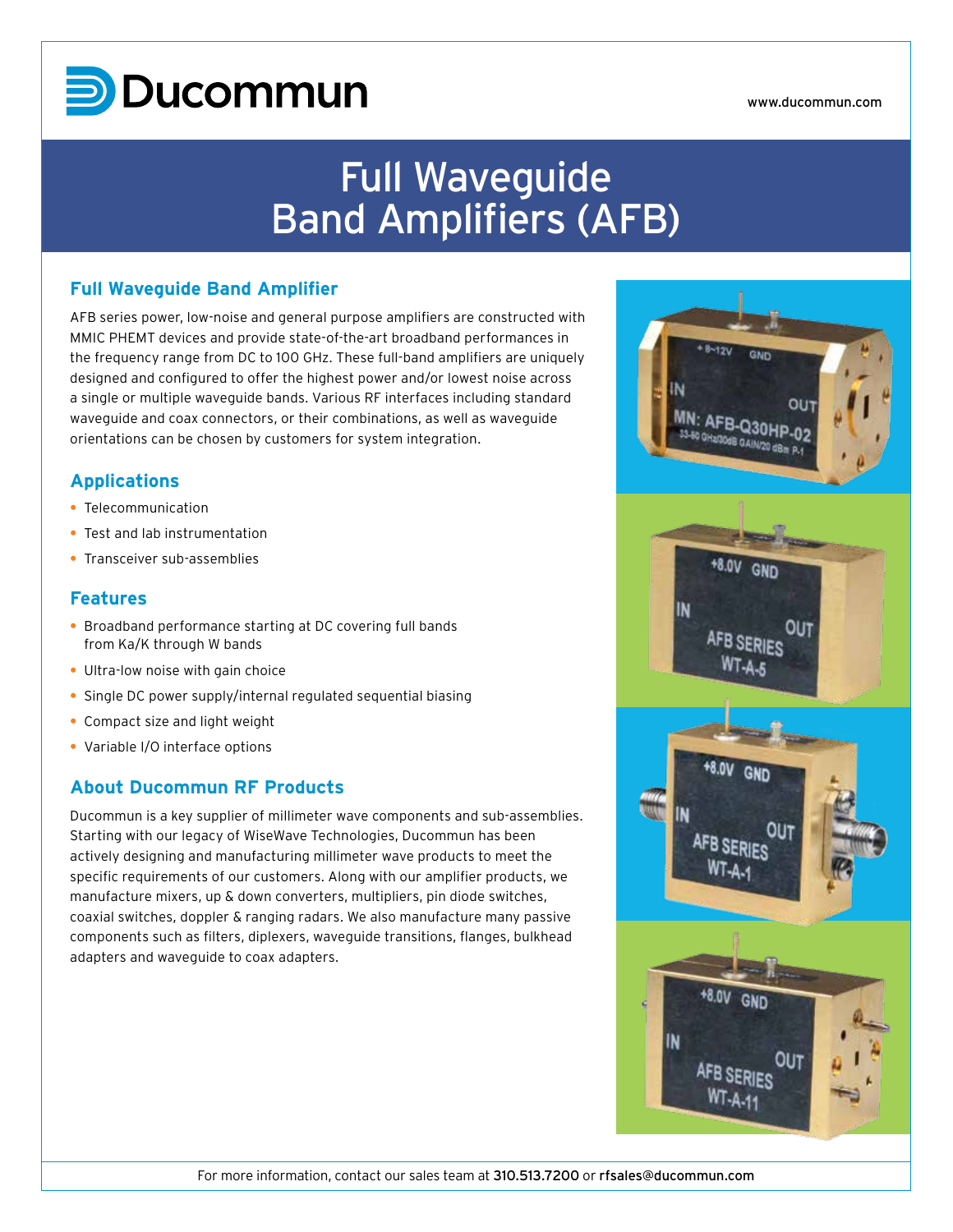# Full Waveguide Band Amplifiers (AFB)

## Full Waveguide Band Amplifier

AFB series power, low-noise and general purpose amplifiers are constructed with MMIC PHEMT devices and provide state-of-the-art broadband performances in the frequency range from DC to 100 GHz. These full-band amplifiers are uniquely designed and configured to offer the highest power and/or lowest noise across a single or multiple waveguide bands. Various RF interfaces including standard waveguide and coax connectors, or their combinations, as well as waveguide orientations can be chosen by customers for system integration.

## Applications

- Telecommunication
- Test and lab instrumentation
- Transceiver sub-assemblies

## Features

- Broadband performance starting at DC covering full bands from Ka/K through W bands
- Ultra-low noise with gain choice
- Single DC power supply/internal regulated sequential biasing
- Compact size and light weight
- Variable I/O interface options

## About Ducommun RF Products

Ducommun is a key supplier of millimeter wave components and sub-assemblies. Starting with our legacy of WiseWave Technologies, Ducommun has been actively designing and manufacturing millimeter wave products to meet the specific requirements of our customers. Along with our amplifier products, we manufacture mixers, up & down converters, multipliers, pin diode switches, coaxial switches, doppler & ranging radars. We also manufacture many passive components such as filters, diplexers, waveguide transitions, flanges, bulkhead adapters and waveguide to coax adapters.

For more information, contact our sales team at 310.513.7200 or rfsales@ducommun.com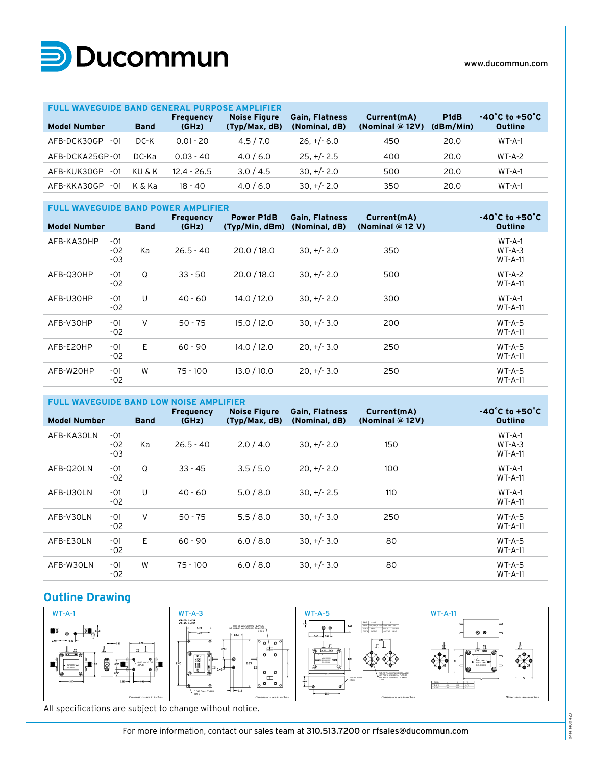# Ducommun

www.ducommun.com

## FULL WAVEGUIDE BAND GENERAL PURPOSE AMPLIFIER

| Model Number | | Band | Frequency (GHz) | Noise Figure (Typ/Max, dB) | Gain, Flatness (Nominal, dB) | Current(mA) (Nominal @ 12V) | P1dB (dBm/Min) | -40˚C to +50˚C Outline |
|---|---|---|---|---|---|---|---|---|
| AFB-DCK30GP | -01 | DC-K | 0.01 - 20 | 4.5 / 7.0 | 26, +/- 6.0 | 450 | 20.0 | WT-A-1 |
| AFB-DCKA25GP | -01 | DC-Ka | 0.03 - 40 | 4.0 / 6.0 | 25, +/- 2.5 | 400 | 20.0 | WT-A-2 |
| AFB-KUK30GP | -01 | KU & K | 12.4 - 26.5 | 3.0 / 4.5 | 30, +/- 2.0 | 500 | 20.0 | WT-A-1 |
| AFB-KKA30GP | -01 | K & Ka | 18 - 40 | 4.0 / 6.0 | 30, +/- 2.0 | 350 | 20.0 | WT-A-1 |

## FULL WAVEGUIDE BAND POWER AMPLIFIER

| Model Number | | Band | Frequency (GHz) | Power P1dB (Typ/Min, dBm) | Gain, Flatness (Nominal, dB) | Current(mA) (Nominal @ 12 V) | -40˚C to +50˚C Outline |
|---|---|---|---|---|---|---|---|
| AFB-KA30HP | -01<br>-02<br>-03 | Ka | 26.5 - 40 | 20.0 / 18.0 | 30, +/- 2.0 | 350 | WT-A-1<br>WT-A-3<br>WT-A-11 |
| AFB-Q30HP | -01<br>-02 | Q | 33 - 50 | 20.0 / 18.0 | 30, +/- 2.0 | 500 | WT-A-2<br>WT-A-11 |
| AFB-U30HP | -01<br>-02 | U | 40 - 60 | 14.0 / 12.0 | 30, +/- 2.0 | 300 | WT-A-1<br>WT-A-11 |
| AFB-V30HP | -01<br>-02 | V | 50 - 75 | 15.0 / 12.0 | 30, +/- 3.0 | 200 | WT-A-5<br>WT-A-11 |
| AFB-E20HP | -01<br>-02 | E | 60 - 90 | 14.0 / 12.0 | 20, +/- 3.0 | 250 | WT-A-5<br>WT-A-11 |
| AFB-W20HP | -01<br>-02 | W | 75 - 100 | 13.0 / 10.0 | 20, +/- 3.0 | 250 | WT-A-5<br>WT-A-11 |

## FULL WAVEGUIDE BAND LOW NOISE AMPLIFIER

| Model Number | | Band | Frequency (GHz) | Noise Figure (Typ/Max, dB) | Gain, Flatness (Nominal, dB) | Current(mA) (Nominal @ 12V) | -40˚C to +50˚C Outline |
|---|---|---|---|---|---|---|---|
| AFB-KA30LN | -01<br>-02<br>-03 | Ka | 26.5 - 40 | 2.0 / 4.0 | 30, +/- 2.0 | 150 | WT-A-1<br>WT-A-3<br>WT-A-11 |
| AFB-Q20LN | -01<br>-02 | Q | 33 - 45 | 3.5 / 5.0 | 20, +/- 2.0 | 100 | WT-A-1<br>WT-A-11 |
| AFB-U30LN | -01<br>-02 | U | 40 - 60 | 5.0 / 8.0 | 30, +/- 2.5 | 110 | WT-A-1<br>WT-A-11 |
| AFB-V30LN | -01<br>-02 | V | 50 - 75 | 5.5 / 8.0 | 30, +/- 3.0 | 250 | WT-A-5<br>WT-A-11 |
| AFB-E30LN | -01<br>-02 | E | 60 - 90 | 6.0 / 8.0 | 30, +/- 3.0 | 80 | WT-A-5<br>WT-A-11 |
| AFB-W30LN | -01<br>-02 | W | 75 - 100 | 6.0 / 8.0 | 30, +/- 3.0 | 80 | WT-A-5<br>WT-A-11 |

## Outline Drawing

WT-A-1

Dimensions are in inches

WT-A-3

Dimensions are in inches

WT-A-5

Dimensions are in inches

WT-A-11

Dimensions are in inches

All specifications are subject to change without notice.

For more information, contact our sales team at **310.513.7200** or **rfsales@ducommun.com**

0414-1400-423